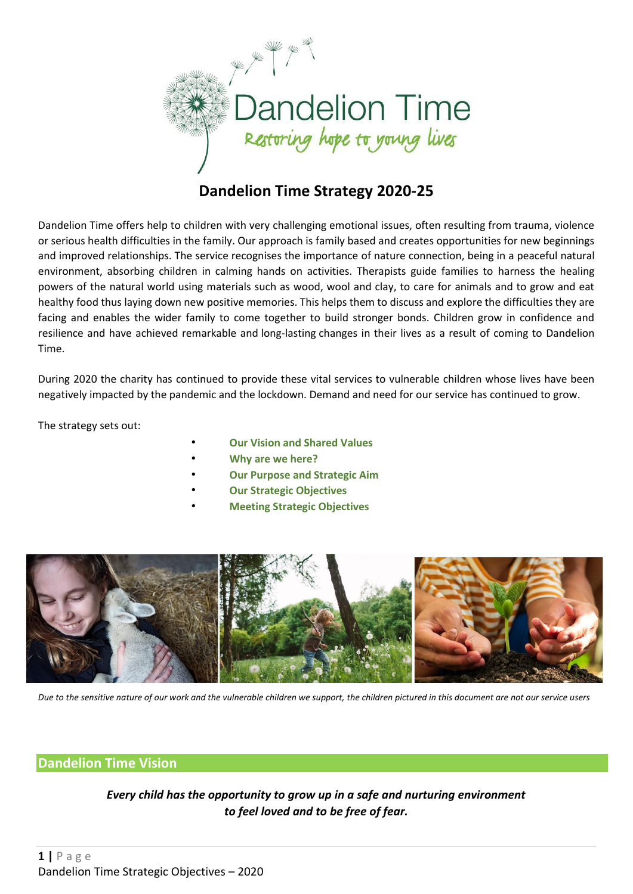Dandelion Time

*Restoring hope to young lives*

# Dandelion Time Strategy 2020-25

Dandelion Time offers help to children with very challenging emotional issues, often resulting from trauma, violence or serious health difficulties in the family. Our approach is family based and creates opportunities for new beginnings and improved relationships. The service recognises the importance of nature connection, being in a peaceful natural environment, absorbing children in calming hands on activities. Therapists guide families to harness the healing powers of the natural world using materials such as wood, wool and clay, to care for animals and to grow and eat healthy food thus laying down new positive memories. This helps them to discuss and explore the difficulties they are facing and enables the wider family to come together to build stronger bonds. Children grow in confidence and resilience and have achieved remarkable and long-lasting changes in their lives as a result of coming to Dandelion Time.

During 2020 the charity has continued to provide these vital services to vulnerable children whose lives have been negatively impacted by the pandemic and the lockdown. Demand and need for our service has continued to grow.

The strategy sets out:

- **Our Vision and Shared Values**
- **Why are we here?**
- **Our Purpose and Strategic Aim**
- **Our Strategic Objectives**
- **Meeting Strategic Objectives**

*Due to the sensitive nature of our work and the vulnerable children we support, the children pictured in this document are not our service users*

## Dandelion Time Vision

***Every child has the opportunity to grow up in a safe and nurturing environment to feel loved and to be free of fear.***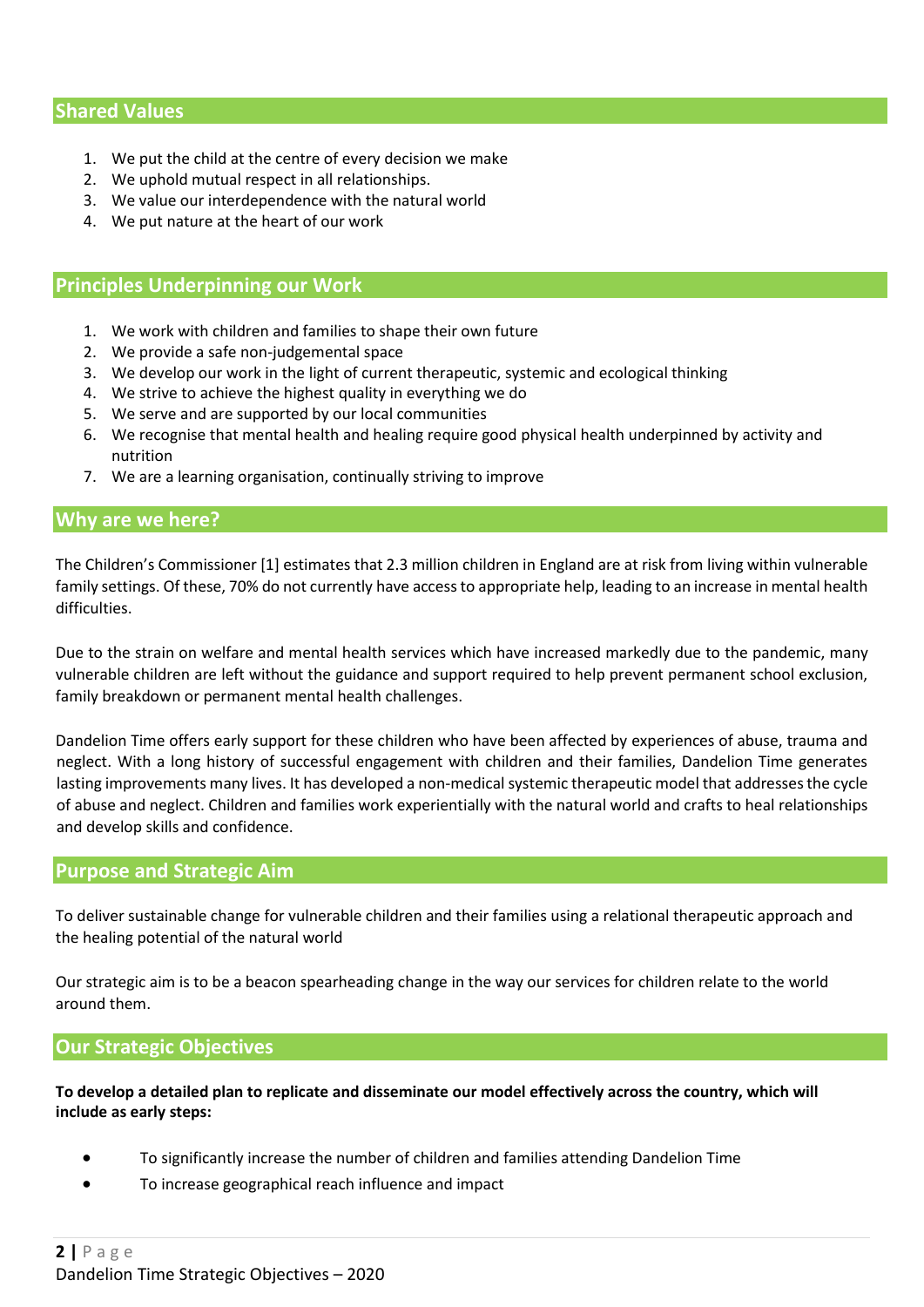## Shared Values

1. We put the child at the centre of every decision we make
2. We uphold mutual respect in all relationships.
3. We value our interdependence with the natural world
4. We put nature at the heart of our work

## Principles Underpinning our Work

1. We work with children and families to shape their own future
2. We provide a safe non-judgemental space
3. We develop our work in the light of current therapeutic, systemic and ecological thinking
4. We strive to achieve the highest quality in everything we do
5. We serve and are supported by our local communities
6. We recognise that mental health and healing require good physical health underpinned by activity and nutrition
7. We are a learning organisation, continually striving to improve

## Why are we here?

The Children's Commissioner [1] estimates that 2.3 million children in England are at risk from living within vulnerable family settings. Of these, 70% do not currently have access to appropriate help, leading to an increase in mental health difficulties.

Due to the strain on welfare and mental health services which have increased markedly due to the pandemic, many vulnerable children are left without the guidance and support required to help prevent permanent school exclusion, family breakdown or permanent mental health challenges.

Dandelion Time offers early support for these children who have been affected by experiences of abuse, trauma and neglect. With a long history of successful engagement with children and their families, Dandelion Time generates lasting improvements many lives. It has developed a non-medical systemic therapeutic model that addresses the cycle of abuse and neglect. Children and families work experientially with the natural world and crafts to heal relationships and develop skills and confidence.

## Purpose and Strategic Aim

To deliver sustainable change for vulnerable children and their families using a relational therapeutic approach and the healing potential of the natural world

Our strategic aim is to be a beacon spearheading change in the way our services for children relate to the world around them.

## Our Strategic Objectives

**To develop a detailed plan to replicate and disseminate our model effectively across the country, which will include as early steps:**

- To significantly increase the number of children and families attending Dandelion Time
- To increase geographical reach influence and impact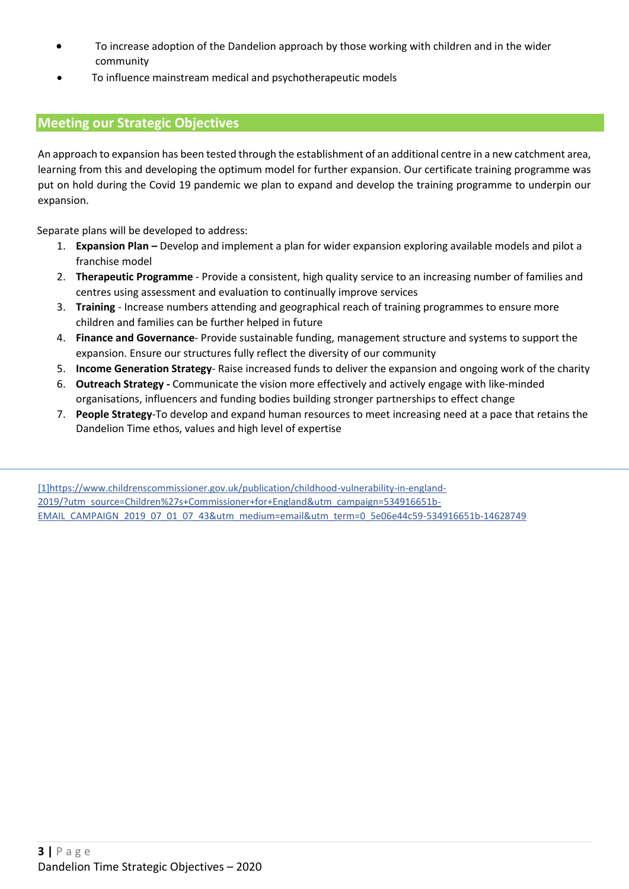- To increase adoption of the Dandelion approach by those working with children and in the wider community
- To influence mainstream medical and psychotherapeutic models

## Meeting our Strategic Objectives

An approach to expansion has been tested through the establishment of an additional centre in a new catchment area, learning from this and developing the optimum model for further expansion. Our certificate training programme was put on hold during the Covid 19 pandemic we plan to expand and develop the training programme to underpin our expansion.

Separate plans will be developed to address:

1. **Expansion Plan –** Develop and implement a plan for wider expansion exploring available models and pilot a franchise model
2. **Therapeutic Programme** - Provide a consistent, high quality service to an increasing number of families and centres using assessment and evaluation to continually improve services
3. **Training** - Increase numbers attending and geographical reach of training programmes to ensure more children and families can be further helped in future
4. **Finance and Governance**- Provide sustainable funding, management structure and systems to support the expansion. Ensure our structures fully reflect the diversity of our community
5. **Income Generation Strategy**- Raise increased funds to deliver the expansion and ongoing work of the charity
6. **Outreach Strategy -** Communicate the vision more effectively and actively engage with like-minded organisations, influencers and funding bodies building stronger partnerships to effect change
7. **People Strategy**-To develop and expand human resources to meet increasing need at a pace that retains the Dandelion Time ethos, values and high level of expertise

---

[1]https://www.childrenscommissioner.gov.uk/publication/childhood-vulnerability-in-england-2019/?utm_source=Children%27s+Commissioner+for+England&utm_campaign=534916651b-EMAIL_CAMPAIGN_2019_07_01_07_43&utm_medium=email&utm_term=0_5e06e44c59-534916651b-14628749